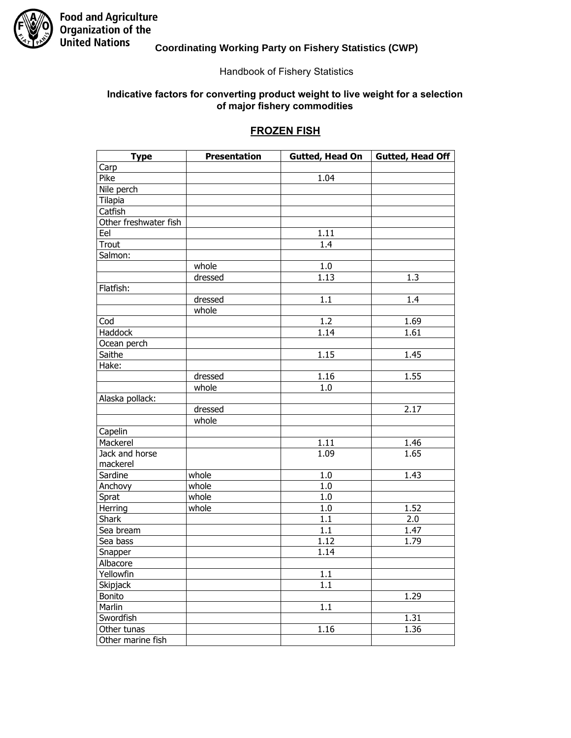Food and Agriculture Organization of the United Nations

**Coordinating Working Party on Fishery Statistics (CWP)**

Handbook of Fishery Statistics

**Indicative factors for converting product weight to live weight for a selection of major fishery commodities**

## FROZEN FISH

| Type | Presentation | Gutted, Head On | Gutted, Head Off |
|---|---|---|---|
| Carp | | | |
| Pike | | 1.04 | |
| Nile perch | | | |
| Tilapia | | | |
| Catfish | | | |
| Other freshwater fish | | | |
| Eel | | 1.11 | |
| Trout | | 1.4 | |
| Salmon: | | | |
| | whole | 1.0 | |
| | dressed | 1.13 | 1.3 |
| Flatfish: | | | |
| | dressed | 1.1 | 1.4 |
| | whole | | |
| Cod | | 1.2 | 1.69 |
| Haddock | | 1.14 | 1.61 |
| Ocean perch | | | |
| Saithe | | 1.15 | 1.45 |
| Hake: | | | |
| | dressed | 1.16 | 1.55 |
| | whole | 1.0 | |
| Alaska pollack: | | | |
| | dressed | | 2.17 |
| | whole | | |
| Capelin | | | |
| Mackerel | | 1.11 | 1.46 |
| Jack and horse mackerel | | 1.09 | 1.65 |
| Sardine | whole | 1.0 | 1.43 |
| Anchovy | whole | 1.0 | |
| Sprat | whole | 1.0 | |
| Herring | whole | 1.0 | 1.52 |
| Shark | | 1.1 | 2.0 |
| Sea bream | | 1.1 | 1.47 |
| Sea bass | | 1.12 | 1.79 |
| Snapper | | 1.14 | |
| Albacore | | | |
| Yellowfin | | 1.1 | |
| Skipjack | | 1.1 | |
| Bonito | | | 1.29 |
| Marlin | | 1.1 | |
| Swordfish | | | 1.31 |
| Other tunas | | 1.16 | 1.36 |
| Other marine fish | | | |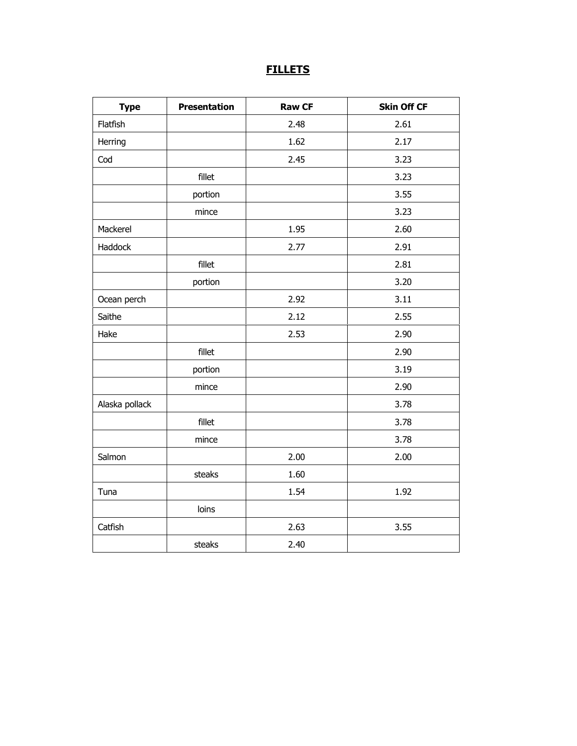# FILLETS

| Type | Presentation | Raw CF | Skin Off CF |
|---|---|---|---|
| Flatfish | | 2.48 | 2.61 |
| Herring | | 1.62 | 2.17 |
| Cod | | 2.45 | 3.23 |
| | fillet | | 3.23 |
| | portion | | 3.55 |
| | mince | | 3.23 |
| Mackerel | | 1.95 | 2.60 |
| Haddock | | 2.77 | 2.91 |
| | fillet | | 2.81 |
| | portion | | 3.20 |
| Ocean perch | | 2.92 | 3.11 |
| Saithe | | 2.12 | 2.55 |
| Hake | | 2.53 | 2.90 |
| | fillet | | 2.90 |
| | portion | | 3.19 |
| | mince | | 2.90 |
| Alaska pollack | | | 3.78 |
| | fillet | | 3.78 |
| | mince | | 3.78 |
| Salmon | | 2.00 | 2.00 |
| | steaks | 1.60 | |
| Tuna | | 1.54 | 1.92 |
| | loins | | |
| Catfish | | 2.63 | 3.55 |
| | steaks | 2.40 | |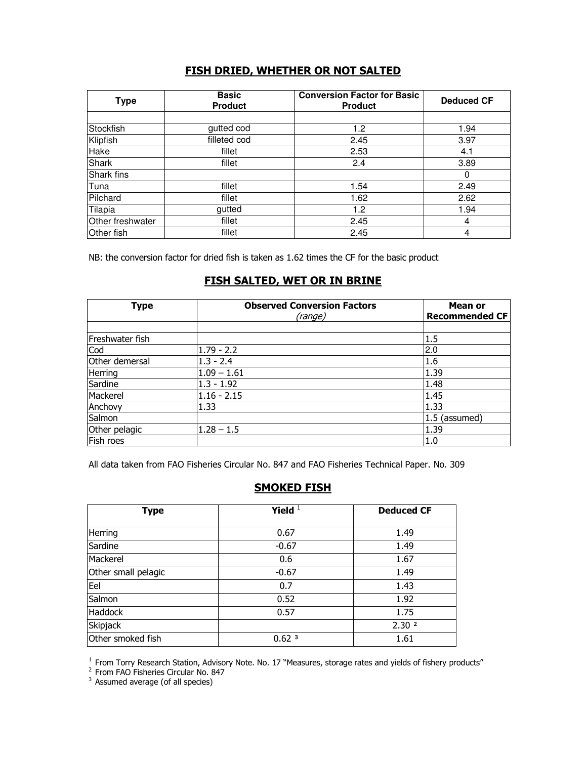## FISH DRIED, WHETHER OR NOT SALTED

| Type | Basic Product | Conversion Factor for Basic Product | Deduced CF |
|---|---|---|---|
| | | | |
| Stockfish | gutted cod | 1.2 | 1.94 |
| Klipfish | filleted cod | 2.45 | 3.97 |
| Hake | fillet | 2.53 | 4.1 |
| Shark | fillet | 2.4 | 3.89 |
| Shark fins | | | 0 |
| Tuna | fillet | 1.54 | 2.49 |
| Pilchard | fillet | 1.62 | 2.62 |
| Tilapia | gutted | 1.2 | 1.94 |
| Other freshwater | fillet | 2.45 | 4 |
| Other fish | fillet | 2.45 | 4 |

NB: the conversion factor for dried fish is taken as 1.62 times the CF for the basic product

## FISH SALTED, WET OR IN BRINE

| Type | Observed Conversion Factors *(range)* | Mean or Recommended CF |
|---|---|---|
| | | |
| Freshwater fish | | 1.5 |
| Cod | 1.79 - 2.2 | 2.0 |
| Other demersal | 1.3 - 2.4 | 1.6 |
| Herring | 1.09 – 1.61 | 1.39 |
| Sardine | 1.3 - 1.92 | 1.48 |
| Mackerel | 1.16 - 2.15 | 1.45 |
| Anchovy | 1.33 | 1.33 |
| Salmon | | 1.5 (assumed) |
| Other pelagic | 1.28 – 1.5 | 1.39 |
| Fish roes | | 1.0 |

All data taken from FAO Fisheries Circular No. 847 and FAO Fisheries Technical Paper. No. 309

## SMOKED FISH

| Type | Yield [1] | Deduced CF |
|---|---|---|
| Herring | 0.67 | 1.49 |
| Sardine | -0.67 | 1.49 |
| Mackerel | 0.6 | 1.67 |
| Other small pelagic | -0.67 | 1.49 |
| Eel | 0.7 | 1.43 |
| Salmon | 0.52 | 1.92 |
| Haddock | 0.57 | 1.75 |
| Skipjack | | 2.30 [2] |
| Other smoked fish | 0.62 [3] | 1.61 |

[1] From Torry Research Station, Advisory Note. No. 17 "Measures, storage rates and yields of fishery products"

[2] From FAO Fisheries Circular No. 847

[3] Assumed average (of all species)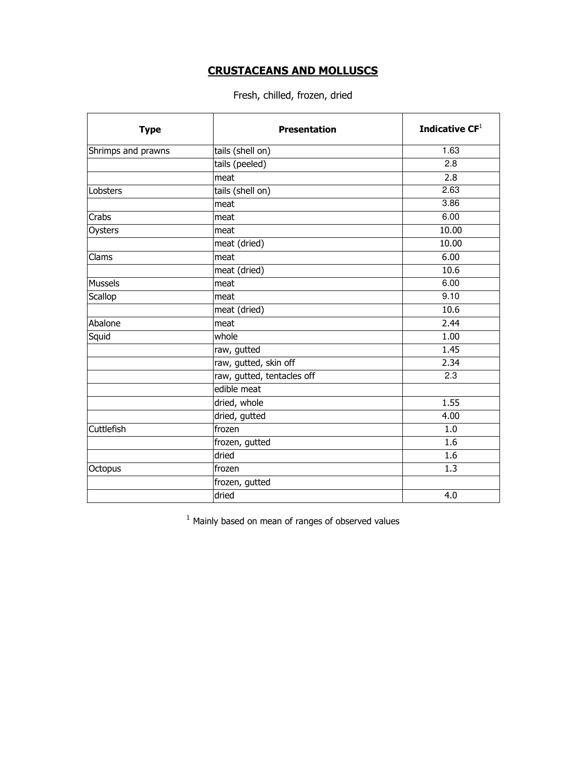# CRUSTACEANS AND MOLLUSCS

Fresh, chilled, frozen, dried

| Type | Presentation | Indicative CF[1] |
|---|---|---|
| Shrimps and prawns | tails (shell on) | 1.63 |
| | tails (peeled) | 2.8 |
| | meat | 2.8 |
| Lobsters | tails (shell on) | 2.63 |
| | meat | 3.86 |
| Crabs | meat | 6.00 |
| Oysters | meat | 10.00 |
| | meat (dried) | 10.00 |
| Clams | meat | 6.00 |
| | meat (dried) | 10.6 |
| Mussels | meat | 6.00 |
| Scallop | meat | 9.10 |
| | meat (dried) | 10.6 |
| Abalone | meat | 2.44 |
| Squid | whole | 1.00 |
| | raw, gutted | 1.45 |
| | raw, gutted, skin off | 2.34 |
| | raw, gutted, tentacles off | 2.3 |
| | edible meat | |
| | dried, whole | 1.55 |
| | dried, gutted | 4.00 |
| Cuttlefish | frozen | 1.0 |
| | frozen, gutted | 1.6 |
| | dried | 1.6 |
| Octopus | frozen | 1.3 |
| | frozen, gutted | |
| | dried | 4.0 |

[1] Mainly based on mean of ranges of observed values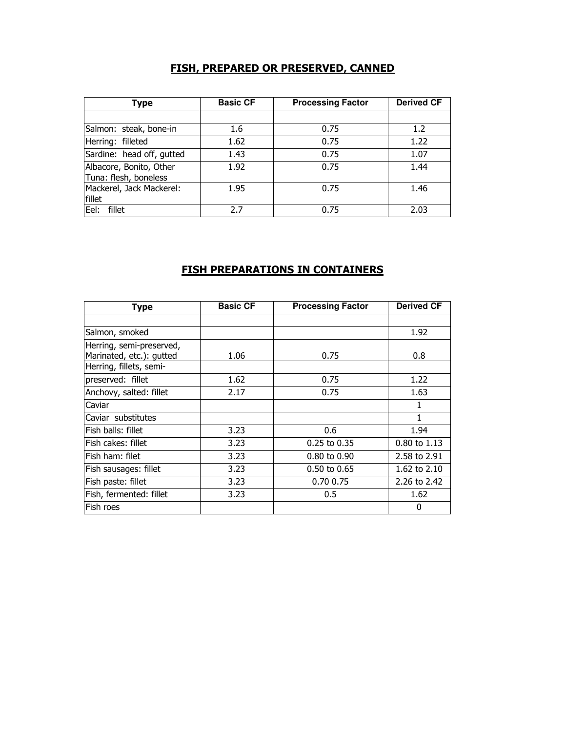## FISH, PREPARED OR PRESERVED, CANNED

| Type | Basic CF | Processing Factor | Derived CF |
|---|---|---|---|
| | | | |
| Salmon: steak, bone-in | 1.6 | 0.75 | 1.2 |
| Herring: filleted | 1.62 | 0.75 | 1.22 |
| Sardine: head off, gutted | 1.43 | 0.75 | 1.07 |
| Albacore, Bonito, Other Tuna: flesh, boneless | 1.92 | 0.75 | 1.44 |
| Mackerel, Jack Mackerel: fillet | 1.95 | 0.75 | 1.46 |
| Eel: fillet | 2.7 | 0.75 | 2.03 |

## FISH PREPARATIONS IN CONTAINERS

| Type | Basic CF | Processing Factor | Derived CF |
|---|---|---|---|
| | | | |
| Salmon, smoked | | | 1.92 |
| Herring, semi-preserved, Marinated, etc.): gutted | 1.06 | 0.75 | 0.8 |
| Herring, fillets, semi-preserved: fillet | 1.62 | 0.75 | 1.22 |
| Anchovy, salted: fillet | 2.17 | 0.75 | 1.63 |
| Caviar | | | 1 |
| Caviar substitutes | | | 1 |
| Fish balls: fillet | 3.23 | 0.6 | 1.94 |
| Fish cakes: fillet | 3.23 | 0.25 to 0.35 | 0.80 to 1.13 |
| Fish ham: filet | 3.23 | 0.80 to 0.90 | 2.58 to 2.91 |
| Fish sausages: fillet | 3.23 | 0.50 to 0.65 | 1.62 to 2.10 |
| Fish paste: fillet | 3.23 | 0.70 0.75 | 2.26 to 2.42 |
| Fish, fermented: fillet | 3.23 | 0.5 | 1.62 |
| Fish roes | | | 0 |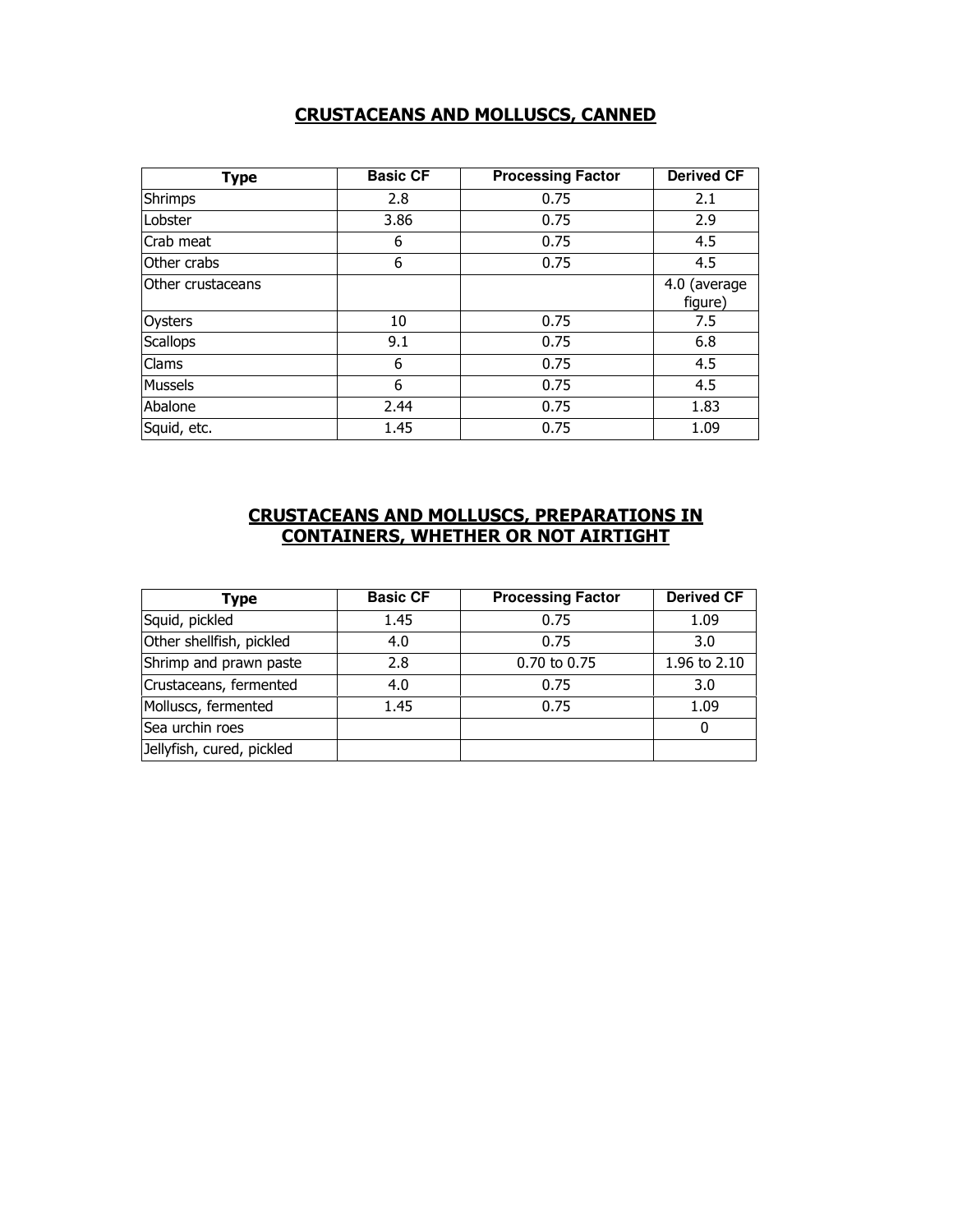## CRUSTACEANS AND MOLLUSCS, CANNED

| Type | Basic CF | Processing Factor | Derived CF |
| --- | --- | --- | --- |
| Shrimps | 2.8 | 0.75 | 2.1 |
| Lobster | 3.86 | 0.75 | 2.9 |
| Crab meat | 6 | 0.75 | 4.5 |
| Other crabs | 6 | 0.75 | 4.5 |
| Other crustaceans | | | 4.0 (average figure) |
| Oysters | 10 | 0.75 | 7.5 |
| Scallops | 9.1 | 0.75 | 6.8 |
| Clams | 6 | 0.75 | 4.5 |
| Mussels | 6 | 0.75 | 4.5 |
| Abalone | 2.44 | 0.75 | 1.83 |
| Squid, etc. | 1.45 | 0.75 | 1.09 |

## CRUSTACEANS AND MOLLUSCS, PREPARATIONS IN CONTAINERS, WHETHER OR NOT AIRTIGHT

| Type | Basic CF | Processing Factor | Derived CF |
| --- | --- | --- | --- |
| Squid, pickled | 1.45 | 0.75 | 1.09 |
| Other shellfish, pickled | 4.0 | 0.75 | 3.0 |
| Shrimp and prawn paste | 2.8 | 0.70 to 0.75 | 1.96 to 2.10 |
| Crustaceans, fermented | 4.0 | 0.75 | 3.0 |
| Molluscs, fermented | 1.45 | 0.75 | 1.09 |
| Sea urchin roes | | | 0 |
| Jellyfish, cured, pickled | | | |